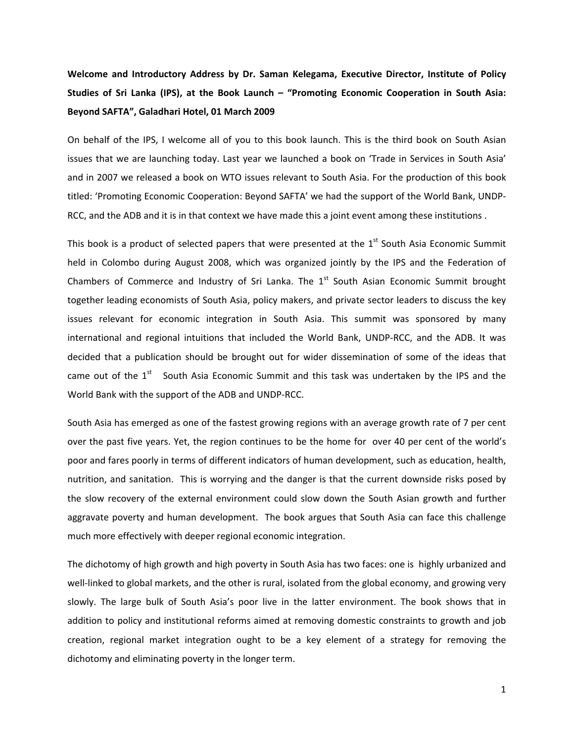**Welcome and Introductory Address by Dr. Saman Kelegama, Executive Director, Institute of Policy Studies of Sri Lanka (IPS), at the Book Launch – "Promoting Economic Cooperation in South Asia: Beyond SAFTA", Galadhari Hotel, 01 March 2009**

On behalf of the IPS, I welcome all of you to this book launch. This is the third book on South Asian issues that we are launching today. Last year we launched a book on 'Trade in Services in South Asia' and in 2007 we released a book on WTO issues relevant to South Asia. For the production of this book titled: 'Promoting Economic Cooperation: Beyond SAFTA' we had the support of the World Bank, UNDP-RCC, and the ADB and it is in that context we have made this a joint event among these institutions .

This book is a product of selected papers that were presented at the 1st South Asia Economic Summit held in Colombo during August 2008, which was organized jointly by the IPS and the Federation of Chambers of Commerce and Industry of Sri Lanka. The 1st South Asian Economic Summit brought together leading economists of South Asia, policy makers, and private sector leaders to discuss the key issues relevant for economic integration in South Asia. This summit was sponsored by many international and regional intuitions that included the World Bank, UNDP-RCC, and the ADB. It was decided that a publication should be brought out for wider dissemination of some of the ideas that came out of the 1st South Asia Economic Summit and this task was undertaken by the IPS and the World Bank with the support of the ADB and UNDP-RCC.

South Asia has emerged as one of the fastest growing regions with an average growth rate of 7 per cent over the past five years. Yet, the region continues to be the home for over 40 per cent of the world's poor and fares poorly in terms of different indicators of human development, such as education, health, nutrition, and sanitation. This is worrying and the danger is that the current downside risks posed by the slow recovery of the external environment could slow down the South Asian growth and further aggravate poverty and human development. The book argues that South Asia can face this challenge much more effectively with deeper regional economic integration.

The dichotomy of high growth and high poverty in South Asia has two faces: one is highly urbanized and well-linked to global markets, and the other is rural, isolated from the global economy, and growing very slowly. The large bulk of South Asia's poor live in the latter environment. The book shows that in addition to policy and institutional reforms aimed at removing domestic constraints to growth and job creation, regional market integration ought to be a key element of a strategy for removing the dichotomy and eliminating poverty in the longer term.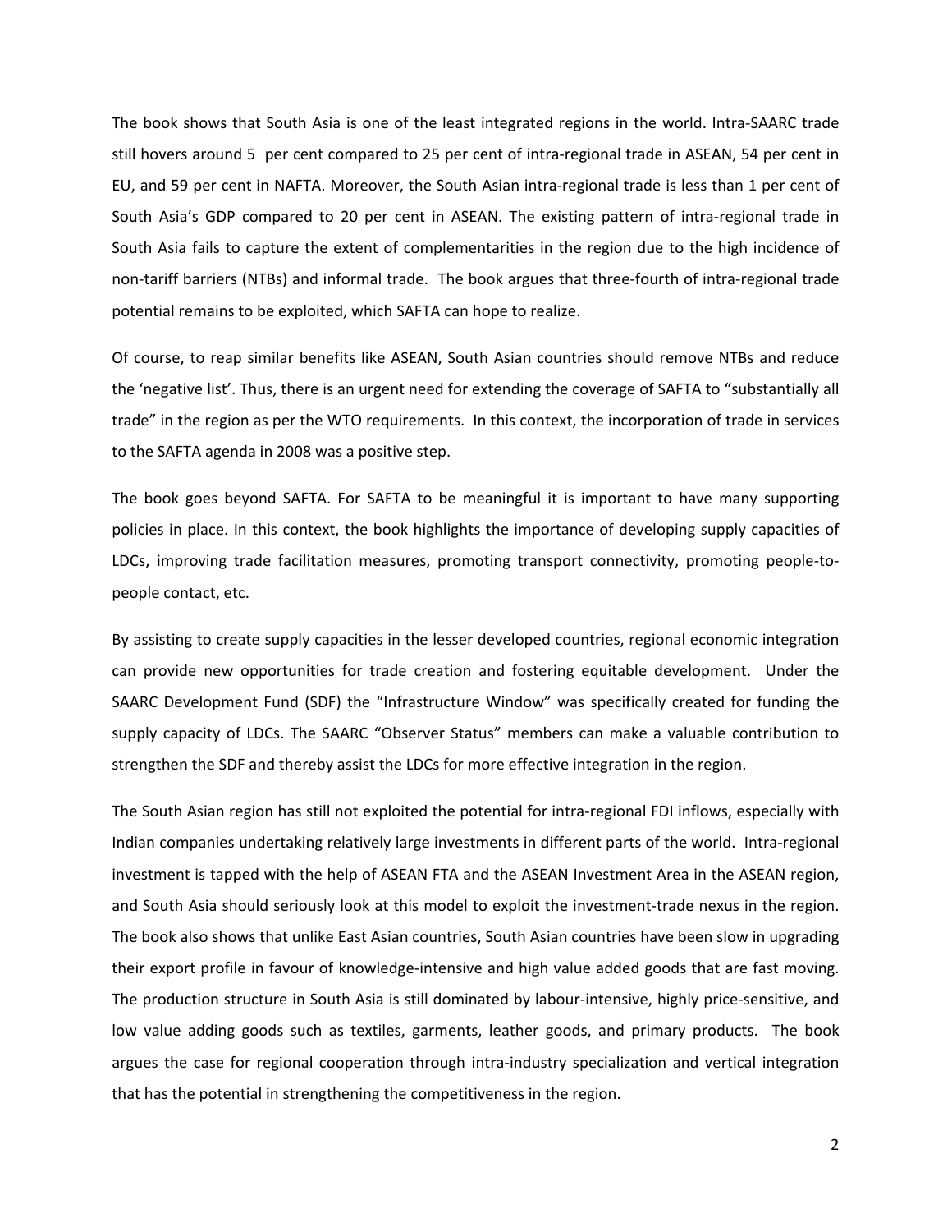The book shows that South Asia is one of the least integrated regions in the world. Intra-SAARC trade still hovers around 5 per cent compared to 25 per cent of intra-regional trade in ASEAN, 54 per cent in EU, and 59 per cent in NAFTA. Moreover, the South Asian intra-regional trade is less than 1 per cent of South Asia's GDP compared to 20 per cent in ASEAN. The existing pattern of intra-regional trade in South Asia fails to capture the extent of complementarities in the region due to the high incidence of non-tariff barriers (NTBs) and informal trade. The book argues that three-fourth of intra-regional trade potential remains to be exploited, which SAFTA can hope to realize.

Of course, to reap similar benefits like ASEAN, South Asian countries should remove NTBs and reduce the 'negative list'. Thus, there is an urgent need for extending the coverage of SAFTA to "substantially all trade" in the region as per the WTO requirements. In this context, the incorporation of trade in services to the SAFTA agenda in 2008 was a positive step.

The book goes beyond SAFTA. For SAFTA to be meaningful it is important to have many supporting policies in place. In this context, the book highlights the importance of developing supply capacities of LDCs, improving trade facilitation measures, promoting transport connectivity, promoting people-to-people contact, etc.

By assisting to create supply capacities in the lesser developed countries, regional economic integration can provide new opportunities for trade creation and fostering equitable development. Under the SAARC Development Fund (SDF) the "Infrastructure Window" was specifically created for funding the supply capacity of LDCs. The SAARC "Observer Status" members can make a valuable contribution to strengthen the SDF and thereby assist the LDCs for more effective integration in the region.

The South Asian region has still not exploited the potential for intra-regional FDI inflows, especially with Indian companies undertaking relatively large investments in different parts of the world. Intra-regional investment is tapped with the help of ASEAN FTA and the ASEAN Investment Area in the ASEAN region, and South Asia should seriously look at this model to exploit the investment-trade nexus in the region. The book also shows that unlike East Asian countries, South Asian countries have been slow in upgrading their export profile in favour of knowledge-intensive and high value added goods that are fast moving. The production structure in South Asia is still dominated by labour-intensive, highly price-sensitive, and low value adding goods such as textiles, garments, leather goods, and primary products. The book argues the case for regional cooperation through intra-industry specialization and vertical integration that has the potential in strengthening the competitiveness in the region.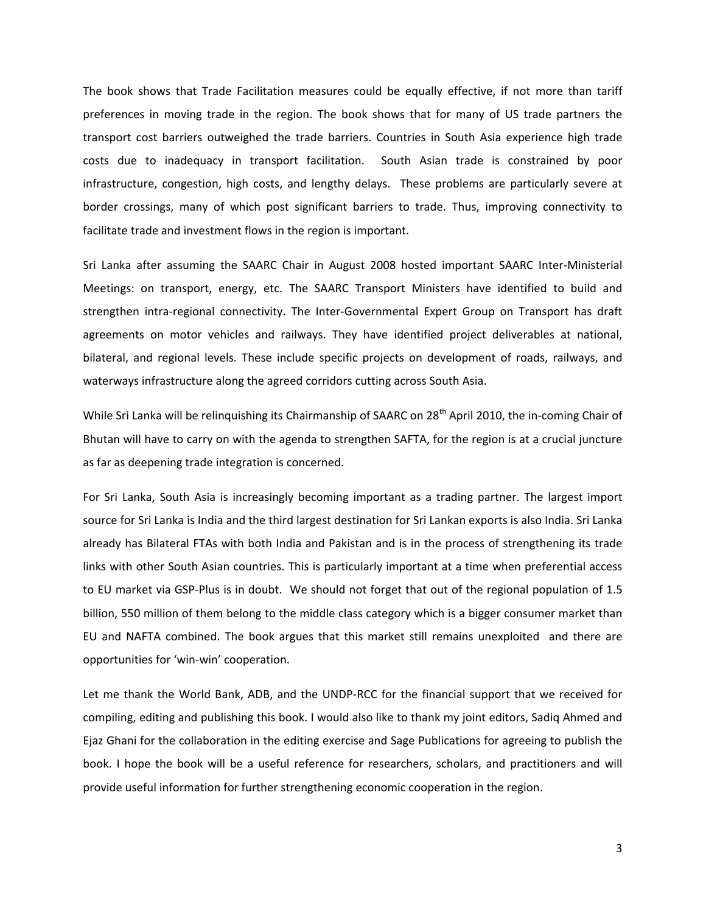The book shows that Trade Facilitation measures could be equally effective, if not more than tariff preferences in moving trade in the region. The book shows that for many of US trade partners the transport cost barriers outweighed the trade barriers. Countries in South Asia experience high trade costs due to inadequacy in transport facilitation. South Asian trade is constrained by poor infrastructure, congestion, high costs, and lengthy delays. These problems are particularly severe at border crossings, many of which post significant barriers to trade. Thus, improving connectivity to facilitate trade and investment flows in the region is important.

Sri Lanka after assuming the SAARC Chair in August 2008 hosted important SAARC Inter-Ministerial Meetings: on transport, energy, etc. The SAARC Transport Ministers have identified to build and strengthen intra-regional connectivity. The Inter-Governmental Expert Group on Transport has draft agreements on motor vehicles and railways. They have identified project deliverables at national, bilateral, and regional levels. These include specific projects on development of roads, railways, and waterways infrastructure along the agreed corridors cutting across South Asia.

While Sri Lanka will be relinquishing its Chairmanship of SAARC on 28th April 2010, the in-coming Chair of Bhutan will have to carry on with the agenda to strengthen SAFTA, for the region is at a crucial juncture as far as deepening trade integration is concerned.

For Sri Lanka, South Asia is increasingly becoming important as a trading partner. The largest import source for Sri Lanka is India and the third largest destination for Sri Lankan exports is also India. Sri Lanka already has Bilateral FTAs with both India and Pakistan and is in the process of strengthening its trade links with other South Asian countries. This is particularly important at a time when preferential access to EU market via GSP-Plus is in doubt. We should not forget that out of the regional population of 1.5 billion, 550 million of them belong to the middle class category which is a bigger consumer market than EU and NAFTA combined. The book argues that this market still remains unexploited and there are opportunities for 'win-win' cooperation.

Let me thank the World Bank, ADB, and the UNDP-RCC for the financial support that we received for compiling, editing and publishing this book. I would also like to thank my joint editors, Sadiq Ahmed and Ejaz Ghani for the collaboration in the editing exercise and Sage Publications for agreeing to publish the book. I hope the book will be a useful reference for researchers, scholars, and practitioners and will provide useful information for further strengthening economic cooperation in the region.